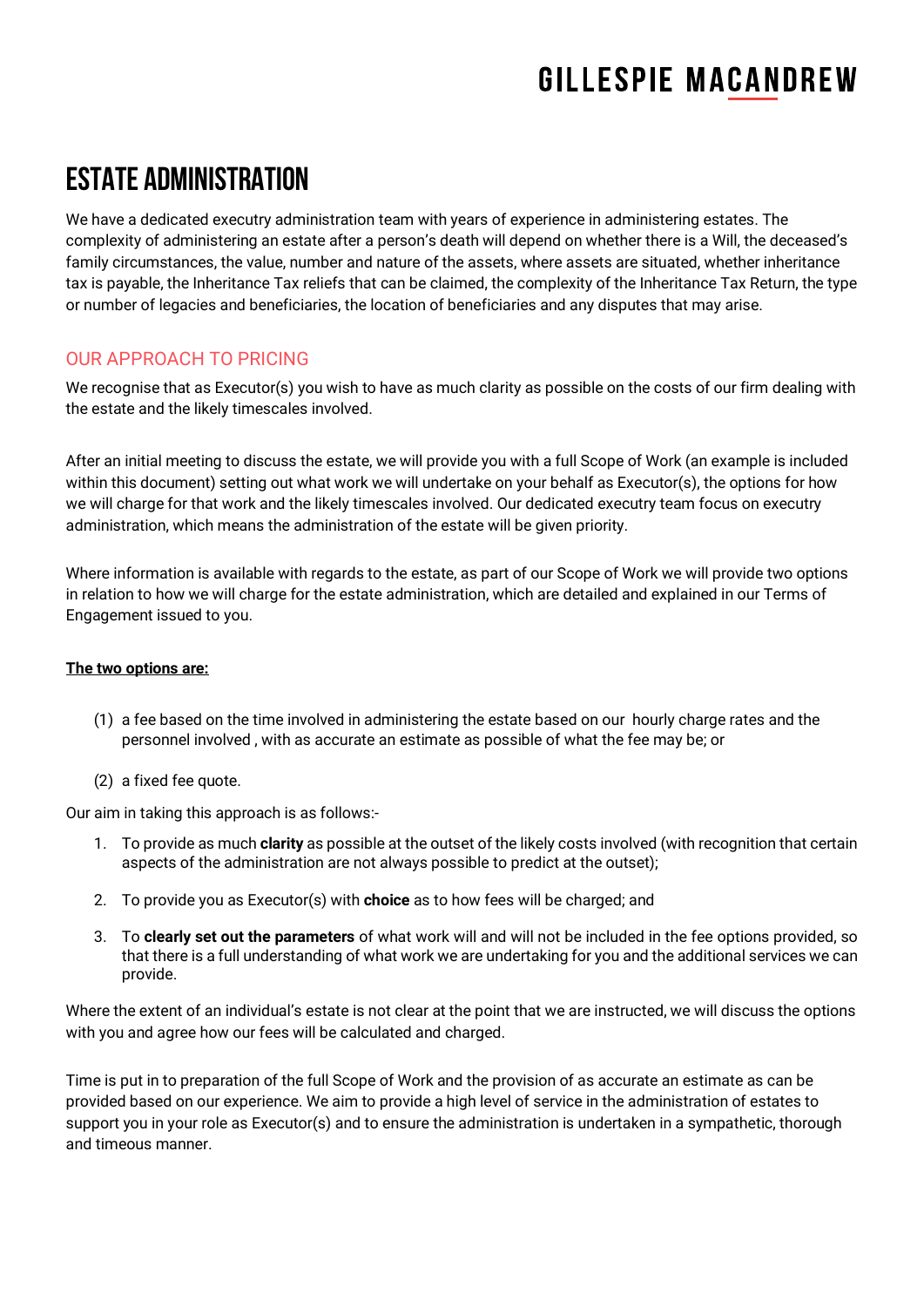# GILLESPIE MACANDREW

# ESTATE ADMINISTRATION

We have a dedicated executry administration team with years of experience in administering estates. The complexity of administering an estate after a person's death will depend on whether there is a Will, the deceased's family circumstances, the value, number and nature of the assets, where assets are situated, whether inheritance tax is payable, the Inheritance Tax reliefs that can be claimed, the complexity of the Inheritance Tax Return, the type or number of legacies and beneficiaries, the location of beneficiaries and any disputes that may arise.

## OUR APPROACH TO PRICING

We recognise that as Executor(s) you wish to have as much clarity as possible on the costs of our firm dealing with the estate and the likely timescales involved.

After an initial meeting to discuss the estate, we will provide you with a full Scope of Work (an example is included within this document) setting out what work we will undertake on your behalf as Executor(s), the options for how we will charge for that work and the likely timescales involved. Our dedicated executry team focus on executry administration, which means the administration of the estate will be given priority.

Where information is available with regards to the estate, as part of our Scope of Work we will provide two options in relation to how we will charge for the estate administration, which are detailed and explained in our Terms of Engagement issued to you.

**The two options are:**

(1) a fee based on the time involved in administering the estate based on our hourly charge rates and the personnel involved , with as accurate an estimate as possible of what the fee may be; or

(2) a fixed fee quote.

Our aim in taking this approach is as follows:-

1. To provide as much **clarity** as possible at the outset of the likely costs involved (with recognition that certain aspects of the administration are not always possible to predict at the outset);
2. To provide you as Executor(s) with **choice** as to how fees will be charged; and
3. To **clearly set out the parameters** of what work will and will not be included in the fee options provided, so that there is a full understanding of what work we are undertaking for you and the additional services we can provide.

Where the extent of an individual's estate is not clear at the point that we are instructed, we will discuss the options with you and agree how our fees will be calculated and charged.

Time is put in to preparation of the full Scope of Work and the provision of as accurate an estimate as can be provided based on our experience. We aim to provide a high level of service in the administration of estates to support you in your role as Executor(s) and to ensure the administration is undertaken in a sympathetic, thorough and timeous manner.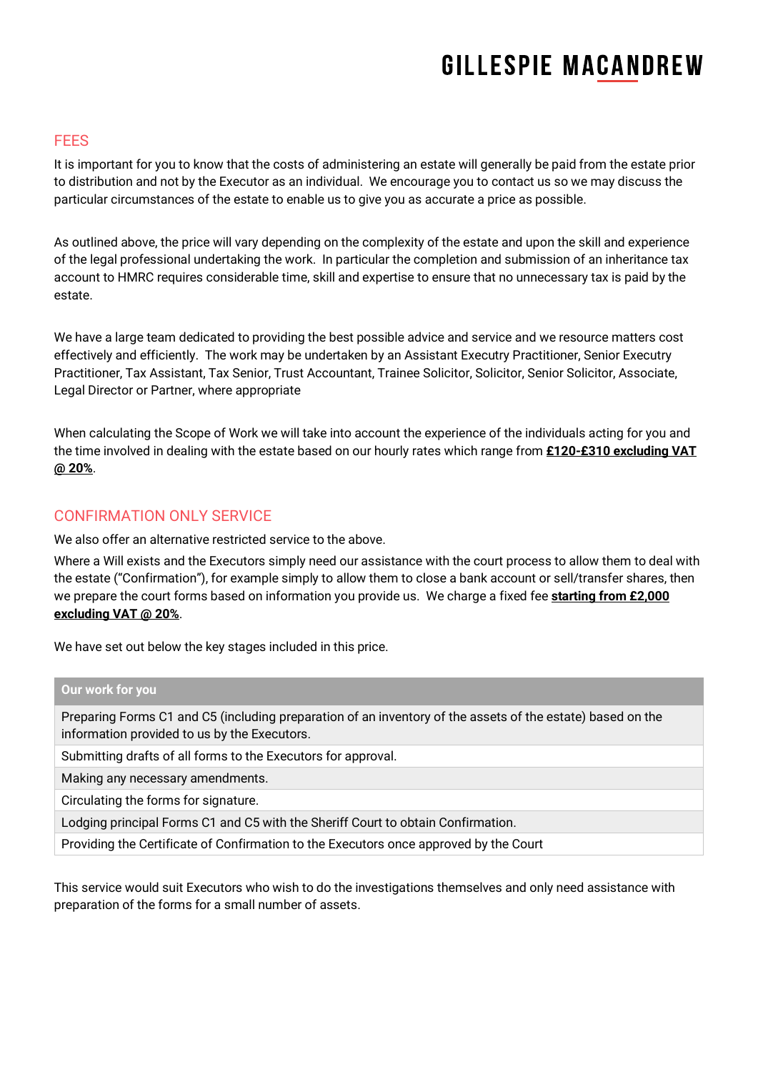## FEES

It is important for you to know that the costs of administering an estate will generally be paid from the estate prior to distribution and not by the Executor as an individual. We encourage you to contact us so we may discuss the particular circumstances of the estate to enable us to give you as accurate a price as possible.

As outlined above, the price will vary depending on the complexity of the estate and upon the skill and experience of the legal professional undertaking the work. In particular the completion and submission of an inheritance tax account to HMRC requires considerable time, skill and expertise to ensure that no unnecessary tax is paid by the estate.

We have a large team dedicated to providing the best possible advice and service and we resource matters cost effectively and efficiently. The work may be undertaken by an Assistant Executry Practitioner, Senior Executry Practitioner, Tax Assistant, Tax Senior, Trust Accountant, Trainee Solicitor, Solicitor, Senior Solicitor, Associate, Legal Director or Partner, where appropriate

When calculating the Scope of Work we will take into account the experience of the individuals acting for you and the time involved in dealing with the estate based on our hourly rates which range from **£120-£310 excluding VAT @ 20%**.

## CONFIRMATION ONLY SERVICE

We also offer an alternative restricted service to the above.

Where a Will exists and the Executors simply need our assistance with the court process to allow them to deal with the estate ("Confirmation"), for example simply to allow them to close a bank account or sell/transfer shares, then we prepare the court forms based on information you provide us. We charge a fixed fee **starting from £2,000 excluding VAT @ 20%**.

We have set out below the key stages included in this price.

| Our work for you |
|---|
| Preparing Forms C1 and C5 (including preparation of an inventory of the assets of the estate) based on the information provided to us by the Executors. |
| Submitting drafts of all forms to the Executors for approval. |
| Making any necessary amendments. |
| Circulating the forms for signature. |
| Lodging principal Forms C1 and C5 with the Sheriff Court to obtain Confirmation. |
| Providing the Certificate of Confirmation to the Executors once approved by the Court |

This service would suit Executors who wish to do the investigations themselves and only need assistance with preparation of the forms for a small number of assets.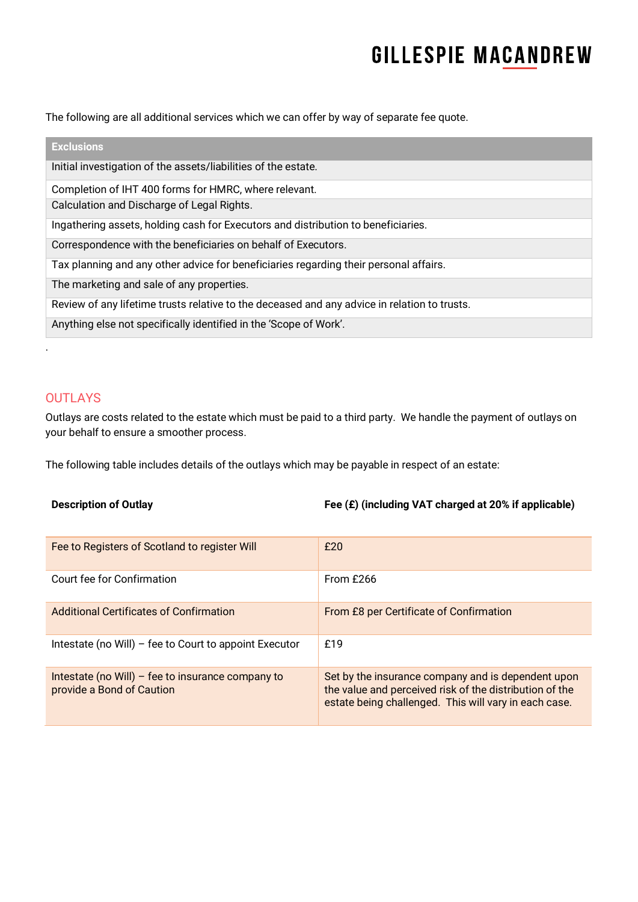The following are all additional services which we can offer by way of separate fee quote.

| Exclusions |
|---|
| Initial investigation of the assets/liabilities of the estate. |
| Completion of IHT 400 forms for HMRC, where relevant. |
| Calculation and Discharge of Legal Rights. |
| Ingathering assets, holding cash for Executors and distribution to beneficiaries. |
| Correspondence with the beneficiaries on behalf of Executors. |
| Tax planning and any other advice for beneficiaries regarding their personal affairs. |
| The marketing and sale of any properties. |
| Review of any lifetime trusts relative to the deceased and any advice in relation to trusts. |
| Anything else not specifically identified in the 'Scope of Work'. |

.

## OUTLAYS

Outlays are costs related to the estate which must be paid to a third party. We handle the payment of outlays on your behalf to ensure a smoother process.

The following table includes details of the outlays which may be payable in respect of an estate:

| Description of Outlay | Fee (£) (including VAT charged at 20% if applicable) |
|---|---|
| Fee to Registers of Scotland to register Will | £20 |
| Court fee for Confirmation | From £266 |
| Additional Certificates of Confirmation | From £8 per Certificate of Confirmation |
| Intestate (no Will) – fee to Court to appoint Executor | £19 |
| Intestate (no Will) – fee to insurance company to provide a Bond of Caution | Set by the insurance company and is dependent upon the value and perceived risk of the distribution of the estate being challenged. This will vary in each case. |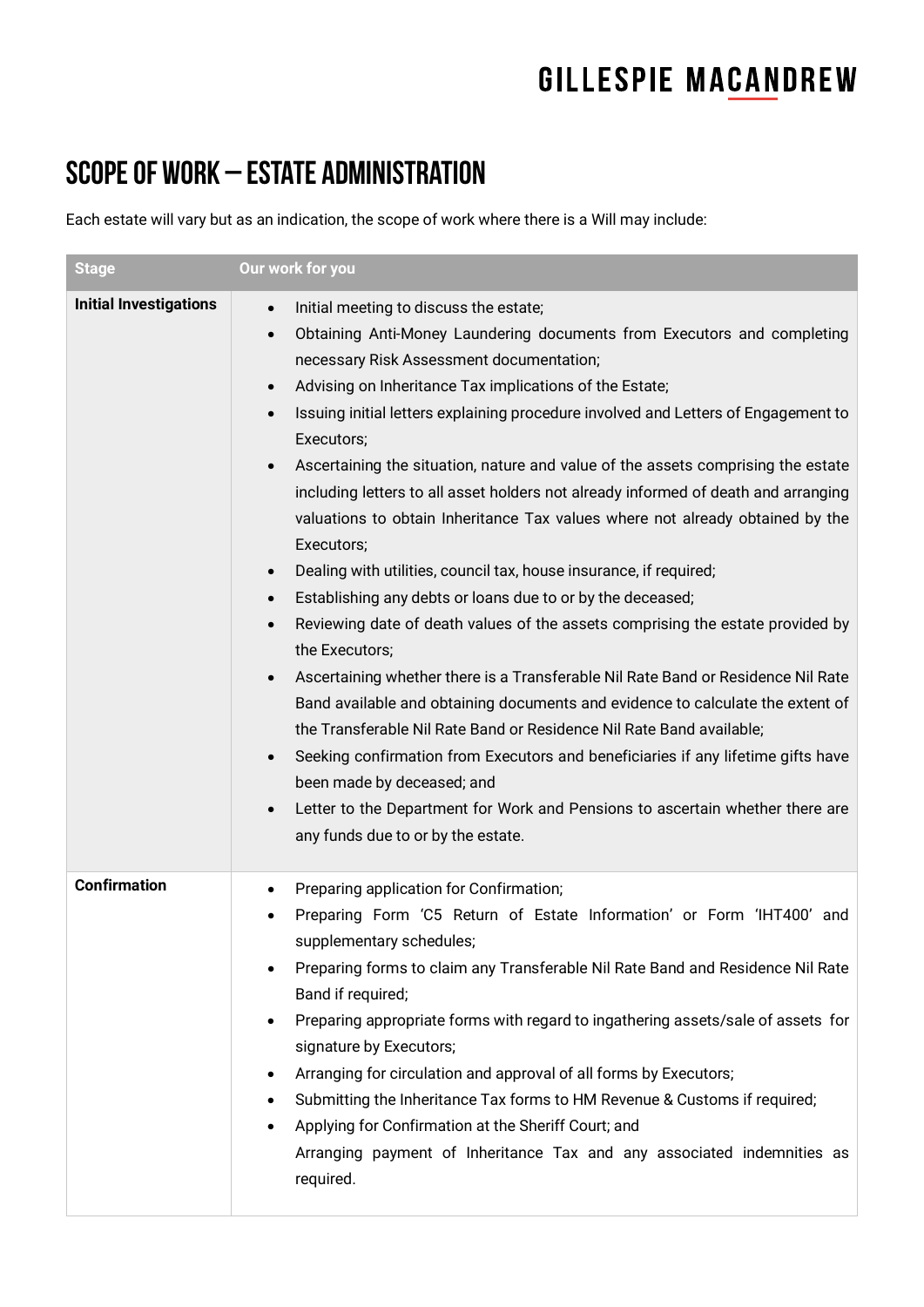# SCOPE OF WORK – ESTATE ADMINISTRATION

Each estate will vary but as an indication, the scope of work where there is a Will may include:

| Stage | Our work for you |
|---|---|
| **Initial Investigations** | • Initial meeting to discuss the estate;<br>• Obtaining Anti-Money Laundering documents from Executors and completing necessary Risk Assessment documentation;<br>• Advising on Inheritance Tax implications of the Estate;<br>• Issuing initial letters explaining procedure involved and Letters of Engagement to Executors;<br>• Ascertaining the situation, nature and value of the assets comprising the estate including letters to all asset holders not already informed of death and arranging valuations to obtain Inheritance Tax values where not already obtained by the Executors;<br>• Dealing with utilities, council tax, house insurance, if required;<br>• Establishing any debts or loans due to or by the deceased;<br>• Reviewing date of death values of the assets comprising the estate provided by the Executors;<br>• Ascertaining whether there is a Transferable Nil Rate Band or Residence Nil Rate Band available and obtaining documents and evidence to calculate the extent of the Transferable Nil Rate Band or Residence Nil Rate Band available;<br>• Seeking confirmation from Executors and beneficiaries if any lifetime gifts have been made by deceased; and<br>• Letter to the Department for Work and Pensions to ascertain whether there are any funds due to or by the estate. |
| **Confirmation** | • Preparing application for Confirmation;<br>• Preparing Form 'C5 Return of Estate Information' or Form 'IHT400' and supplementary schedules;<br>• Preparing forms to claim any Transferable Nil Rate Band and Residence Nil Rate Band if required;<br>• Preparing appropriate forms with regard to ingathering assets/sale of assets for signature by Executors;<br>• Arranging for circulation and approval of all forms by Executors;<br>• Submitting the Inheritance Tax forms to HM Revenue & Customs if required;<br>• Applying for Confirmation at the Sheriff Court; and<br>Arranging payment of Inheritance Tax and any associated indemnities as required. |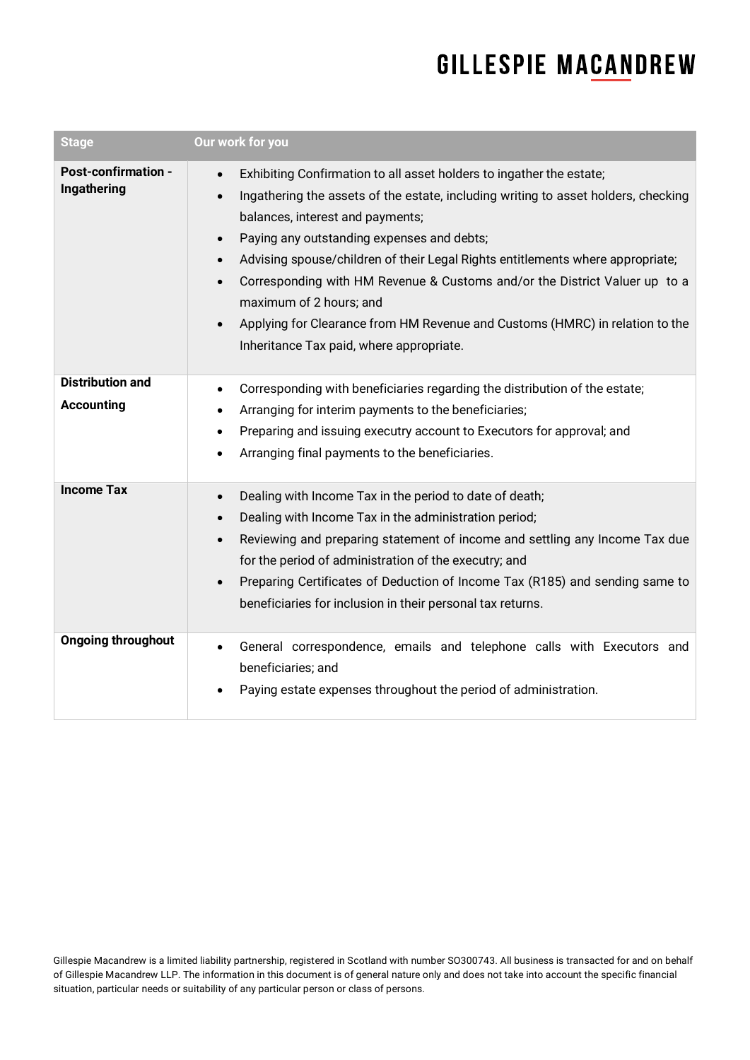| Stage | Our work for you |
|---|---|
| **Post-confirmation - Ingathering** | • Exhibiting Confirmation to all asset holders to ingather the estate;<br>• Ingathering the assets of the estate, including writing to asset holders, checking balances, interest and payments;<br>• Paying any outstanding expenses and debts;<br>• Advising spouse/children of their Legal Rights entitlements where appropriate;<br>• Corresponding with HM Revenue & Customs and/or the District Valuer up to a maximum of 2 hours; and<br>• Applying for Clearance from HM Revenue and Customs (HMRC) in relation to the Inheritance Tax paid, where appropriate. |
| **Distribution and Accounting** | • Corresponding with beneficiaries regarding the distribution of the estate;<br>• Arranging for interim payments to the beneficiaries;<br>• Preparing and issuing executry account to Executors for approval; and<br>• Arranging final payments to the beneficiaries. |
| **Income Tax** | • Dealing with Income Tax in the period to date of death;<br>• Dealing with Income Tax in the administration period;<br>• Reviewing and preparing statement of income and settling any Income Tax due for the period of administration of the executry; and<br>• Preparing Certificates of Deduction of Income Tax (R185) and sending same to beneficiaries for inclusion in their personal tax returns. |
| **Ongoing throughout** | • General correspondence, emails and telephone calls with Executors and beneficiaries; and<br>• Paying estate expenses throughout the period of administration. |

Gillespie Macandrew is a limited liability partnership, registered in Scotland with number SO300743. All business is transacted for and on behalf of Gillespie Macandrew LLP. The information in this document is of general nature only and does not take into account the specific financial situation, particular needs or suitability of any particular person or class of persons.